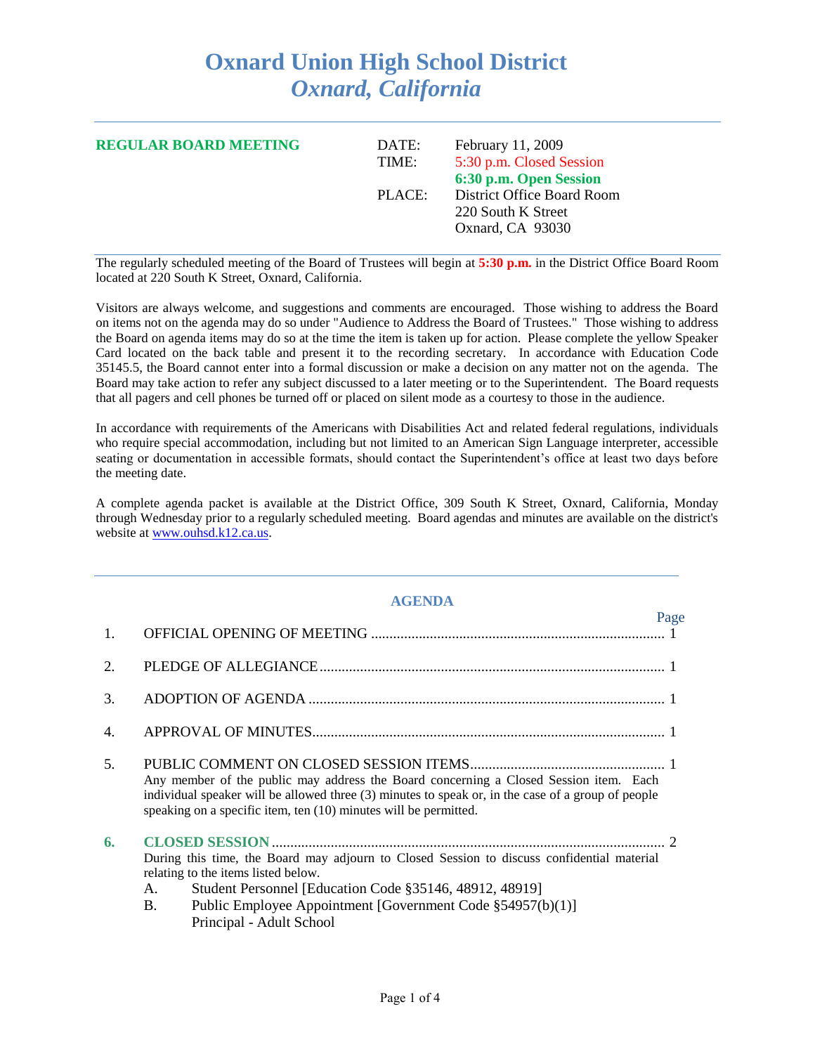# Oxnard Union High School District
## *Oxnard, California*

**REGULAR BOARD MEETING**

| | |
|---|---|
| DATE: | February 11, 2009 |
| TIME: | 5:30 p.m. Closed Session |
| | **6:30 p.m. Open Session** |
| PLACE: | District Office Board Room |
| | 220 South K Street |
| | Oxnard, CA 93030 |

The regularly scheduled meeting of the Board of Trustees will begin at **5:30 p.m.** in the District Office Board Room located at 220 South K Street, Oxnard, California.

Visitors are always welcome, and suggestions and comments are encouraged. Those wishing to address the Board on items not on the agenda may do so under "Audience to Address the Board of Trustees." Those wishing to address the Board on agenda items may do so at the time the item is taken up for action. Please complete the yellow Speaker Card located on the back table and present it to the recording secretary. In accordance with Education Code 35145.5, the Board cannot enter into a formal discussion or make a decision on any matter not on the agenda. The Board may take action to refer any subject discussed to a later meeting or to the Superintendent. The Board requests that all pagers and cell phones be turned off or placed on silent mode as a courtesy to those in the audience.

In accordance with requirements of the Americans with Disabilities Act and related federal regulations, individuals who require special accommodation, including but not limited to an American Sign Language interpreter, accessible seating or documentation in accessible formats, should contact the Superintendent's office at least two days before the meeting date.

A complete agenda packet is available at the District Office, 309 South K Street, Oxnard, California, Monday through Wednesday prior to a regularly scheduled meeting. Board agendas and minutes are available on the district's website at www.ouhsd.k12.ca.us.

## AGENDA

| | | Page |
|---|---|---|
| 1. | OFFICIAL OPENING OF MEETING | 1 |
| 2. | PLEDGE OF ALLEGIANCE | 1 |
| 3. | ADOPTION OF AGENDA | 1 |
| 4. | APPROVAL OF MINUTES | 1 |
| 5. | PUBLIC COMMENT ON CLOSED SESSION ITEMS | 1 |
| 6. | **CLOSED SESSION** | 2 |

5\. PUBLIC COMMENT ON CLOSED SESSION ITEMS — Any member of the public may address the Board concerning a Closed Session item. Each individual speaker will be allowed three (3) minutes to speak or, in the case of a group of people speaking on a specific item, ten (10) minutes will be permitted.

6\. **CLOSED SESSION** — During this time, the Board may adjourn to Closed Session to discuss confidential material relating to the items listed below.

A. Student Personnel [Education Code §35146, 48912, 48919]

B. Public Employee Appointment [Government Code §54957(b)(1)]
   Principal - Adult School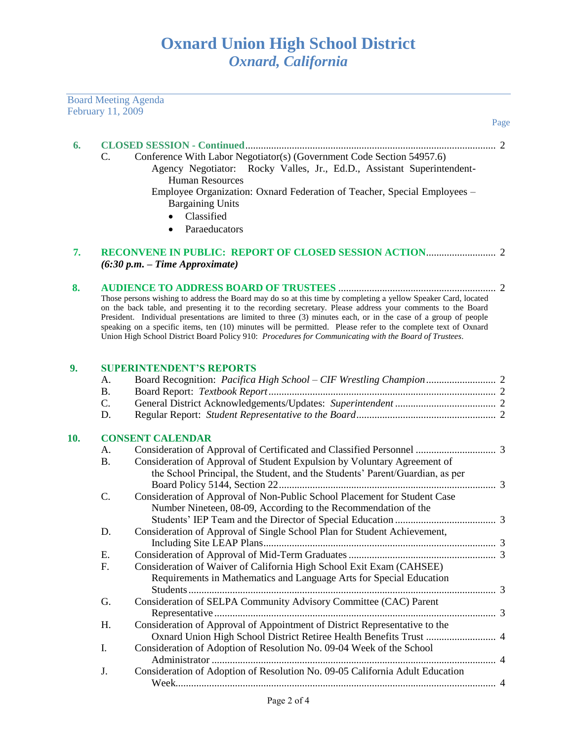# Oxnard Union High School District
## *Oxnard, California*

Board Meeting Agenda
February 11, 2009

Page

**6. CLOSED SESSION - Continued** .... 2

C. Conference With Labor Negotiator(s) (Government Code Section 54957.6)
   Agency Negotiator: Rocky Valles, Jr., Ed.D., Assistant Superintendent-Human Resources
   Employee Organization: Oxnard Federation of Teacher, Special Employees – Bargaining Units
   - Classified
   - Paraeducators

**7. RECONVENE IN PUBLIC: REPORT OF CLOSED SESSION ACTION** .... 2
***(6:30 p.m. – Time Approximate)***

**8. AUDIENCE TO ADDRESS BOARD OF TRUSTEES** .... 2

Those persons wishing to address the Board may do so at this time by completing a yellow Speaker Card, located on the back table, and presenting it to the recording secretary. Please address your comments to the Board President. Individual presentations are limited to three (3) minutes each, or in the case of a group of people speaking on a specific items, ten (10) minutes will be permitted. Please refer to the complete text of Oxnard Union High School District Board Policy 910: *Procedures for Communicating with the Board of Trustees*.

**9. SUPERINTENDENT'S REPORTS**

A. Board Recognition: *Pacifica High School – CIF Wrestling Champion* .... 2
B. Board Report: *Textbook Report* .... 2
C. General District Acknowledgements/Updates: *Superintendent* .... 2
D. Regular Report: *Student Representative to the Board* .... 2

**10. CONSENT CALENDAR**

A. Consideration of Approval of Certificated and Classified Personnel .... 3
B. Consideration of Approval of Student Expulsion by Voluntary Agreement of the School Principal, the Student, and the Students' Parent/Guardian, as per Board Policy 5144, Section 22 .... 3
C. Consideration of Approval of Non-Public School Placement for Student Case Number Nineteen, 08-09, According to the Recommendation of the Students' IEP Team and the Director of Special Education .... 3
D. Consideration of Approval of Single School Plan for Student Achievement, Including Site LEAP Plans .... 3
E. Consideration of Approval of Mid-Term Graduates .... 3
F. Consideration of Waiver of California High School Exit Exam (CAHSEE) Requirements in Mathematics and Language Arts for Special Education Students .... 3
G. Consideration of SELPA Community Advisory Committee (CAC) Parent Representative .... 3
H. Consideration of Approval of Appointment of District Representative to the Oxnard Union High School District Retiree Health Benefits Trust .... 4
I. Consideration of Adoption of Resolution No. 09-04 Week of the School Administrator .... 4
J. Consideration of Adoption of Resolution No. 09-05 California Adult Education Week .... 4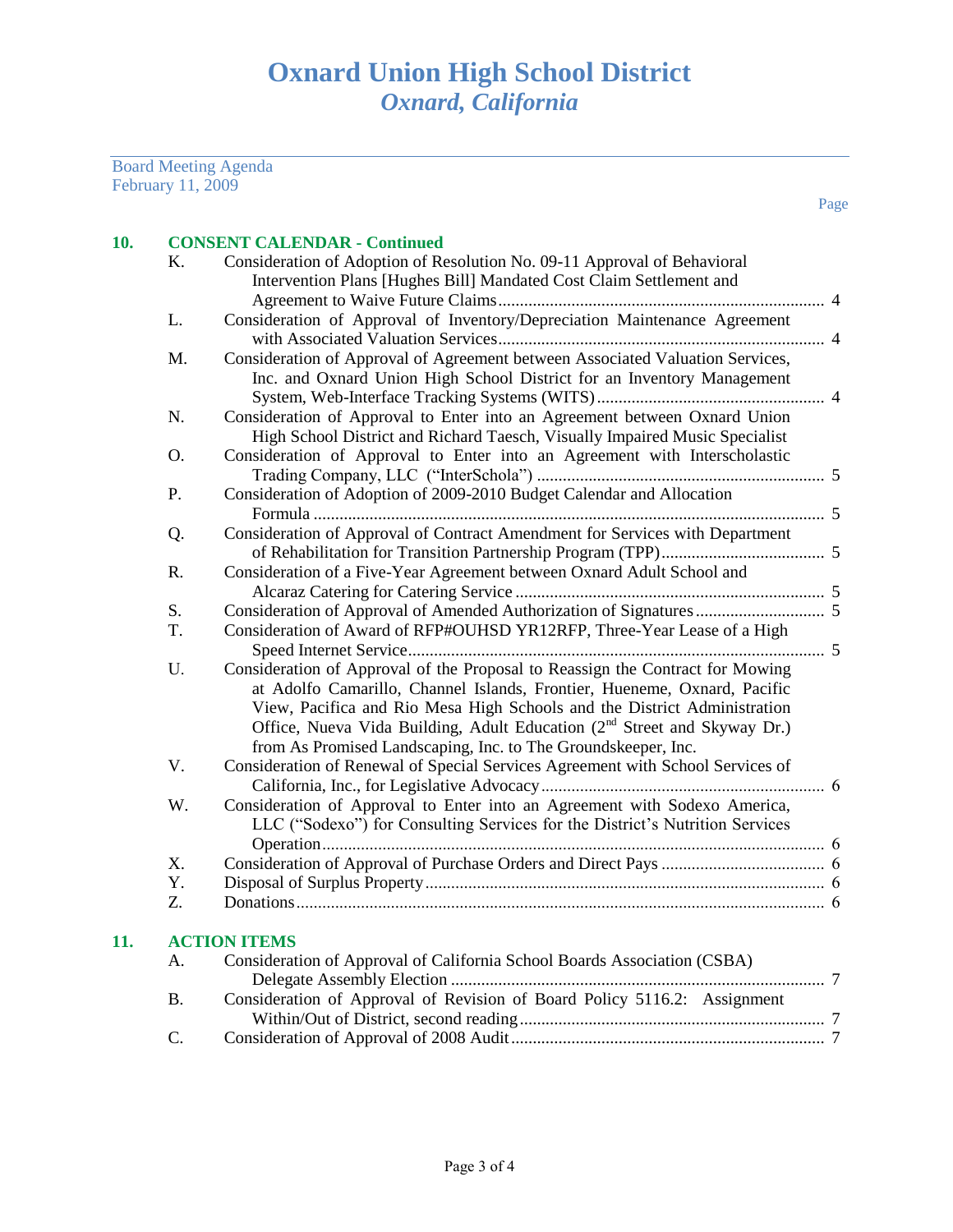# Oxnard Union High School District
## *Oxnard, California*

Board Meeting Agenda
February 11, 2009

Page

**10. CONSENT CALENDAR - Continued**

| | | Page |
|---|---|---|
| K. | Consideration of Adoption of Resolution No. 09-11 Approval of Behavioral Intervention Plans [Hughes Bill] Mandated Cost Claim Settlement and Agreement to Waive Future Claims | 4 |
| L. | Consideration of Approval of Inventory/Depreciation Maintenance Agreement with Associated Valuation Services | 4 |
| M. | Consideration of Approval of Agreement between Associated Valuation Services, Inc. and Oxnard Union High School District for an Inventory Management System, Web-Interface Tracking Systems (WITS) | 4 |
| N. | Consideration of Approval to Enter into an Agreement between Oxnard Union High School District and Richard Taesch, Visually Impaired Music Specialist | |
| O. | Consideration of Approval to Enter into an Agreement with Interscholastic Trading Company, LLC ("InterSchola") | 5 |
| P. | Consideration of Adoption of 2009-2010 Budget Calendar and Allocation Formula | 5 |
| Q. | Consideration of Approval of Contract Amendment for Services with Department of Rehabilitation for Transition Partnership Program (TPP) | 5 |
| R. | Consideration of a Five-Year Agreement between Oxnard Adult School and Alcaraz Catering for Catering Service | 5 |
| S. | Consideration of Approval of Amended Authorization of Signatures | 5 |
| T. | Consideration of Award of RFP#OUHSD YR12RFP, Three-Year Lease of a High Speed Internet Service | 5 |
| U. | Consideration of Approval of the Proposal to Reassign the Contract for Mowing at Adolfo Camarillo, Channel Islands, Frontier, Hueneme, Oxnard, Pacific View, Pacifica and Rio Mesa High Schools and the District Administration Office, Nueva Vida Building, Adult Education (2nd Street and Skyway Dr.) from As Promised Landscaping, Inc. to The Groundskeeper, Inc. | |
| V. | Consideration of Renewal of Special Services Agreement with School Services of California, Inc., for Legislative Advocacy | 6 |
| W. | Consideration of Approval to Enter into an Agreement with Sodexo America, LLC ("Sodexo") for Consulting Services for the District's Nutrition Services Operation | 6 |
| X. | Consideration of Approval of Purchase Orders and Direct Pays | 6 |
| Y. | Disposal of Surplus Property | 6 |
| Z. | Donations | 6 |

**11. ACTION ITEMS**

| | | Page |
|---|---|---|
| A. | Consideration of Approval of California School Boards Association (CSBA) Delegate Assembly Election | 7 |
| B. | Consideration of Approval of Revision of Board Policy 5116.2: Assignment Within/Out of District, second reading | 7 |
| C. | Consideration of Approval of 2008 Audit | 7 |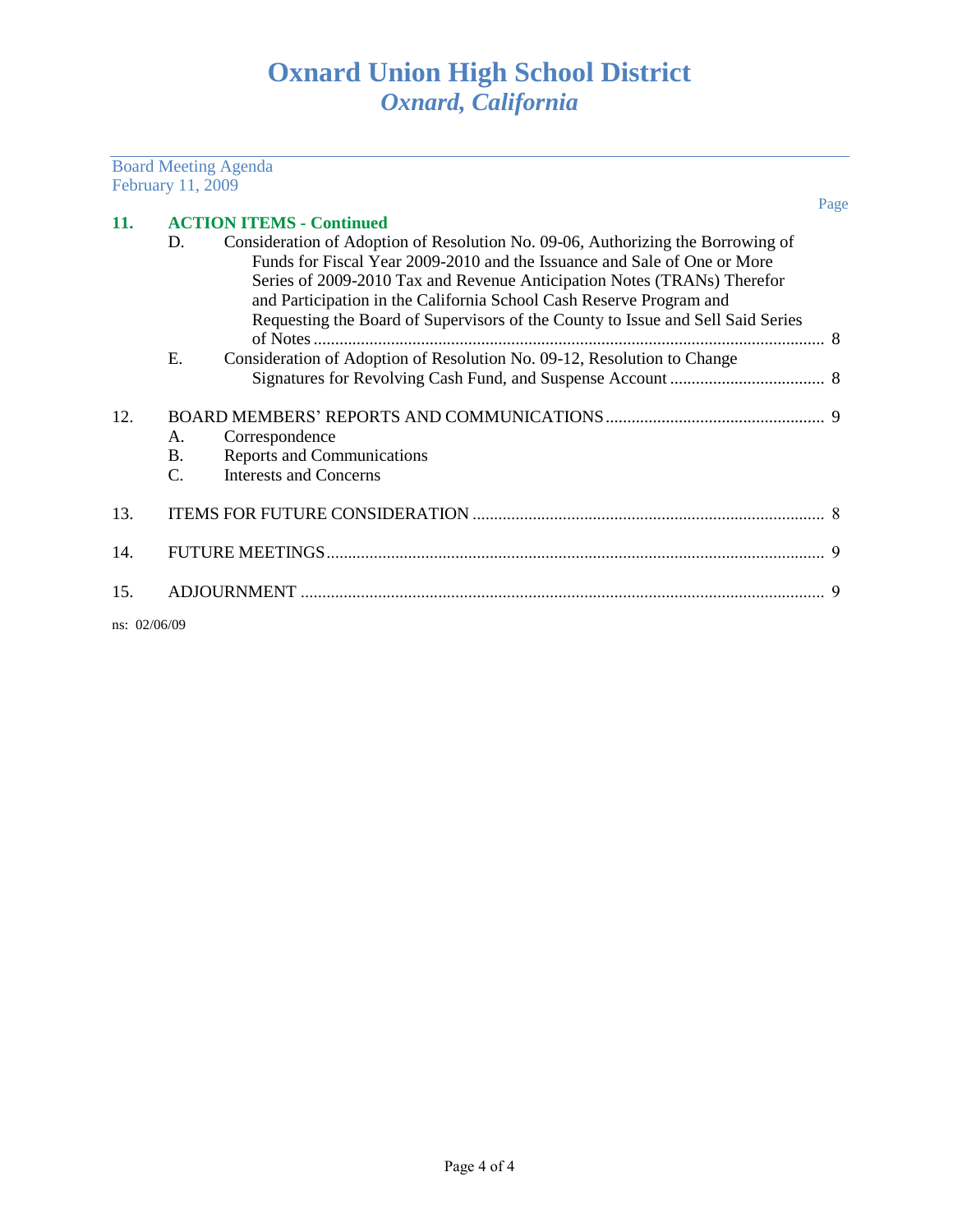# Oxnard Union High School District
## *Oxnard, California*

Board Meeting Agenda
February 11, 2009

Page

**11. ACTION ITEMS - Continued**

D. Consideration of Adoption of Resolution No. 09-06, Authorizing the Borrowing of Funds for Fiscal Year 2009-2010 and the Issuance and Sale of One or More Series of 2009-2010 Tax and Revenue Anticipation Notes (TRANs) Therefor and Participation in the California School Cash Reserve Program and Requesting the Board of Supervisors of the County to Issue and Sell Said Series of Notes ........ 8

E. Consideration of Adoption of Resolution No. 09-12, Resolution to Change Signatures for Revolving Cash Fund, and Suspense Account ........ 8

12. BOARD MEMBERS' REPORTS AND COMMUNICATIONS ........ 9
   A. Correspondence
   B. Reports and Communications
   C. Interests and Concerns

13. ITEMS FOR FUTURE CONSIDERATION ........ 8

14. FUTURE MEETINGS ........ 9

15. ADJOURNMENT ........ 9

ns: 02/06/09